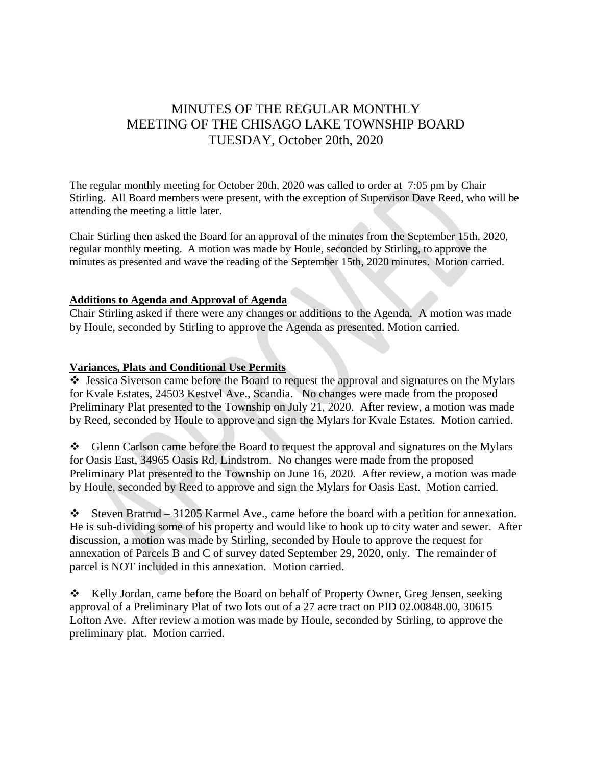# MINUTES OF THE REGULAR MONTHLY MEETING OF THE CHISAGO LAKE TOWNSHIP BOARD TUESDAY, October 20th, 2020

The regular monthly meeting for October 20th, 2020 was called to order at 7:05 pm by Chair Stirling. All Board members were present, with the exception of Supervisor Dave Reed, who will be attending the meeting a little later.

Chair Stirling then asked the Board for an approval of the minutes from the September 15th, 2020, regular monthly meeting. A motion was made by Houle, seconded by Stirling, to approve the minutes as presented and wave the reading of the September 15th, 2020 minutes. Motion carried.

**Additions to Agenda and Approval of Agenda**

Chair Stirling asked if there were any changes or additions to the Agenda. A motion was made by Houle, seconded by Stirling to approve the Agenda as presented. Motion carried.

**Variances, Plats and Conditional Use Permits**

- Jessica Siverson came before the Board to request the approval and signatures on the Mylars for Kvale Estates, 24503 Kestvel Ave., Scandia. No changes were made from the proposed Preliminary Plat presented to the Township on July 21, 2020. After review, a motion was made by Reed, seconded by Houle to approve and sign the Mylars for Kvale Estates. Motion carried.

- Glenn Carlson came before the Board to request the approval and signatures on the Mylars for Oasis East, 34965 Oasis Rd, Lindstrom. No changes were made from the proposed Preliminary Plat presented to the Township on June 16, 2020. After review, a motion was made by Houle, seconded by Reed to approve and sign the Mylars for Oasis East. Motion carried.

- Steven Bratrud – 31205 Karmel Ave., came before the board with a petition for annexation. He is sub-dividing some of his property and would like to hook up to city water and sewer. After discussion, a motion was made by Stirling, seconded by Houle to approve the request for annexation of Parcels B and C of survey dated September 29, 2020, only. The remainder of parcel is NOT included in this annexation. Motion carried.

- Kelly Jordan, came before the Board on behalf of Property Owner, Greg Jensen, seeking approval of a Preliminary Plat of two lots out of a 27 acre tract on PID 02.00848.00, 30615 Lofton Ave. After review a motion was made by Houle, seconded by Stirling, to approve the preliminary plat. Motion carried.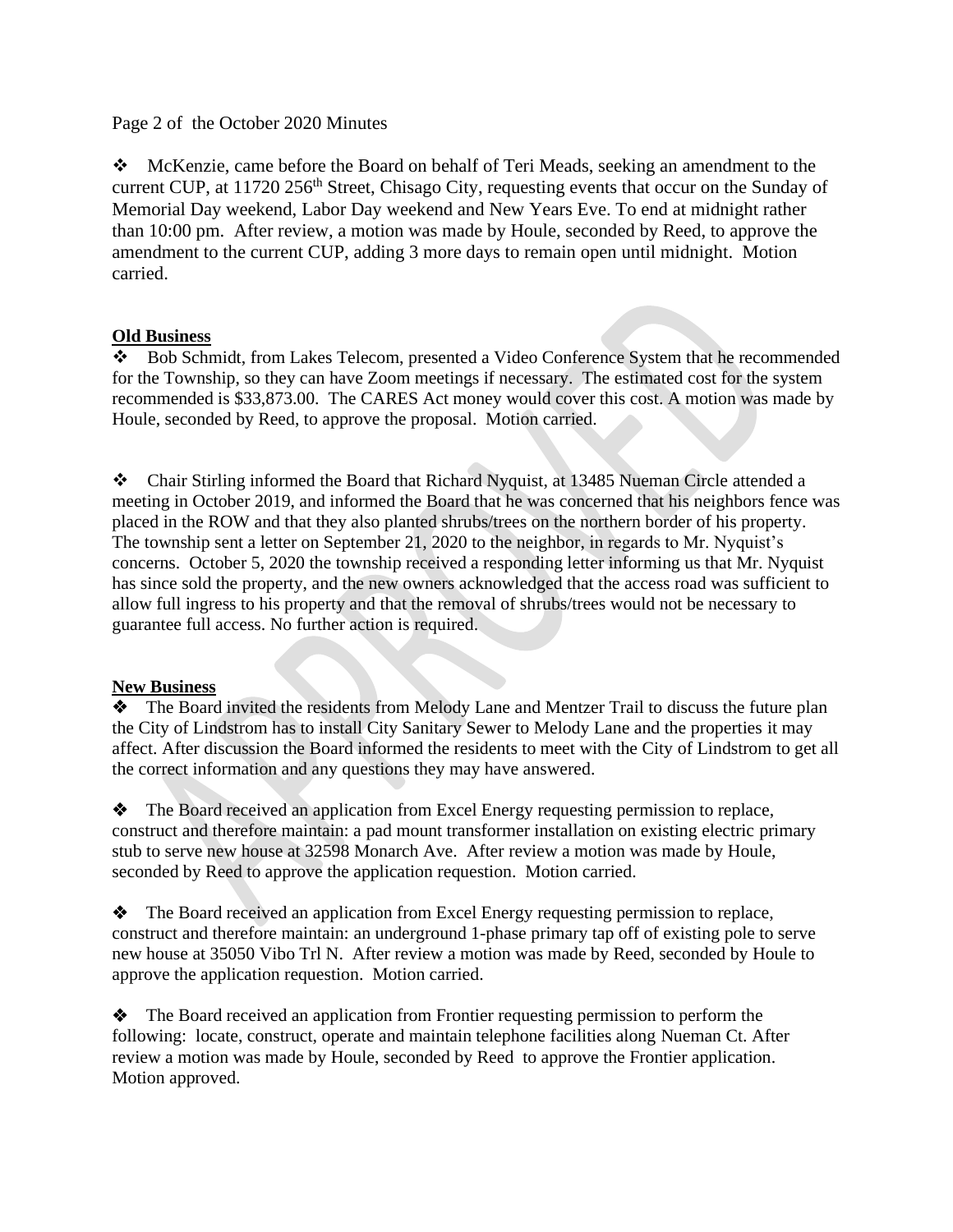Page 2 of the October 2020 Minutes

❖ McKenzie, came before the Board on behalf of Teri Meads, seeking an amendment to the current CUP, at 11720 256th Street, Chisago City, requesting events that occur on the Sunday of Memorial Day weekend, Labor Day weekend and New Years Eve. To end at midnight rather than 10:00 pm. After review, a motion was made by Houle, seconded by Reed, to approve the amendment to the current CUP, adding 3 more days to remain open until midnight. Motion carried.

**Old Business**

❖ Bob Schmidt, from Lakes Telecom, presented a Video Conference System that he recommended for the Township, so they can have Zoom meetings if necessary. The estimated cost for the system recommended is $33,873.00. The CARES Act money would cover this cost. A motion was made by Houle, seconded by Reed, to approve the proposal. Motion carried.

❖ Chair Stirling informed the Board that Richard Nyquist, at 13485 Nueman Circle attended a meeting in October 2019, and informed the Board that he was concerned that his neighbors fence was placed in the ROW and that they also planted shrubs/trees on the northern border of his property. The township sent a letter on September 21, 2020 to the neighbor, in regards to Mr. Nyquist's concerns. October 5, 2020 the township received a responding letter informing us that Mr. Nyquist has since sold the property, and the new owners acknowledged that the access road was sufficient to allow full ingress to his property and that the removal of shrubs/trees would not be necessary to guarantee full access. No further action is required.

**New Business**

❖ The Board invited the residents from Melody Lane and Mentzer Trail to discuss the future plan the City of Lindstrom has to install City Sanitary Sewer to Melody Lane and the properties it may affect. After discussion the Board informed the residents to meet with the City of Lindstrom to get all the correct information and any questions they may have answered.

❖ The Board received an application from Excel Energy requesting permission to replace, construct and therefore maintain: a pad mount transformer installation on existing electric primary stub to serve new house at 32598 Monarch Ave. After review a motion was made by Houle, seconded by Reed to approve the application requestion. Motion carried.

❖ The Board received an application from Excel Energy requesting permission to replace, construct and therefore maintain: an underground 1-phase primary tap off of existing pole to serve new house at 35050 Vibo Trl N. After review a motion was made by Reed, seconded by Houle to approve the application requestion. Motion carried.

❖ The Board received an application from Frontier requesting permission to perform the following: locate, construct, operate and maintain telephone facilities along Nueman Ct. After review a motion was made by Houle, seconded by Reed to approve the Frontier application. Motion approved.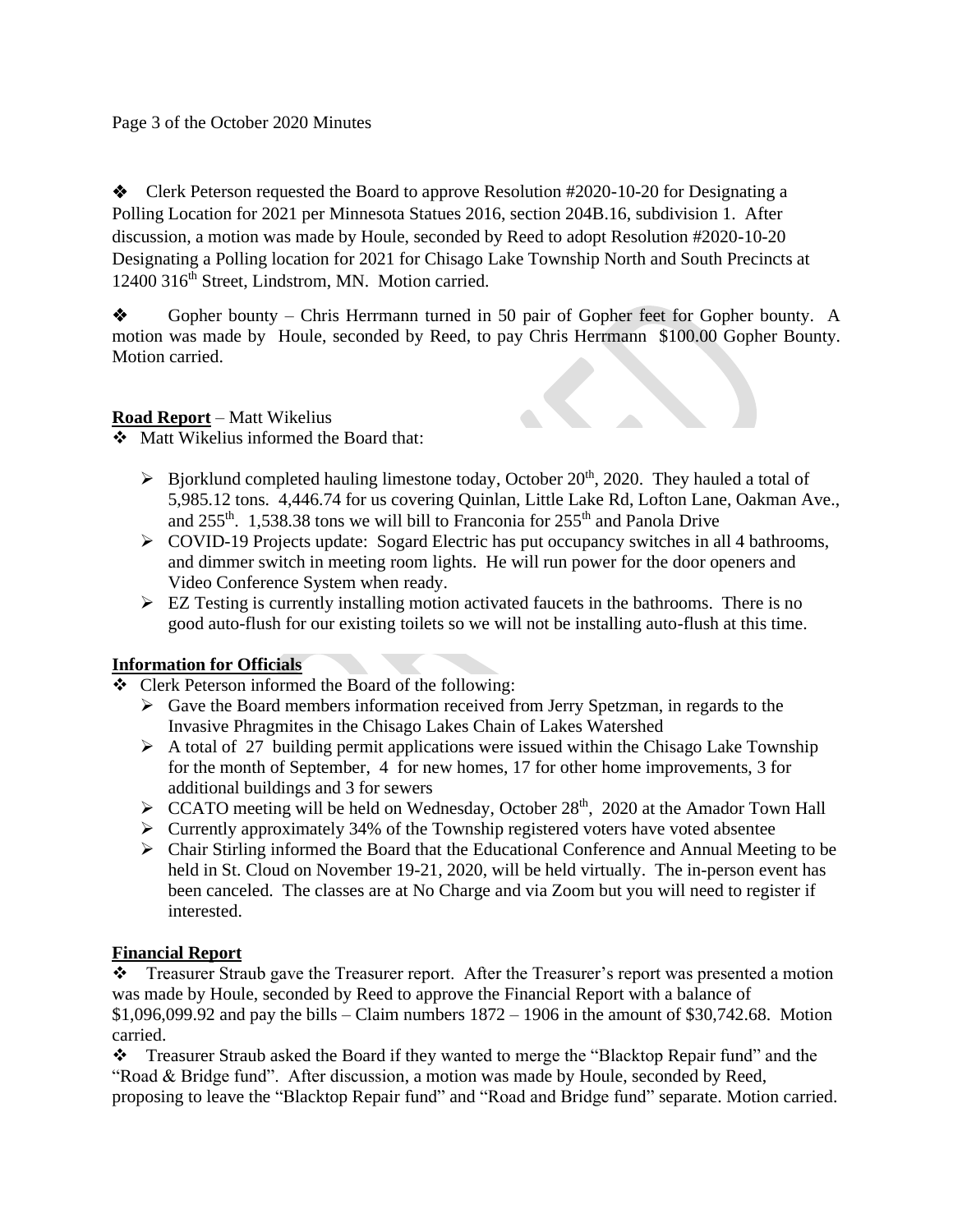Page 3 of the October 2020 Minutes

❖ Clerk Peterson requested the Board to approve Resolution #2020-10-20 for Designating a Polling Location for 2021 per Minnesota Statues 2016, section 204B.16, subdivision 1. After discussion, a motion was made by Houle, seconded by Reed to adopt Resolution #2020-10-20 Designating a Polling location for 2021 for Chisago Lake Township North and South Precincts at 12400 316th Street, Lindstrom, MN. Motion carried.

❖ Gopher bounty – Chris Herrmann turned in 50 pair of Gopher feet for Gopher bounty. A motion was made by Houle, seconded by Reed, to pay Chris Herrmann $100.00 Gopher Bounty. Motion carried.

**Road Report** – Matt Wikelius

❖ Matt Wikelius informed the Board that:
- Bjorklund completed hauling limestone today, October 20th, 2020. They hauled a total of 5,985.12 tons. 4,446.74 for us covering Quinlan, Little Lake Rd, Lofton Lane, Oakman Ave., and 255th. 1,538.38 tons we will bill to Franconia for 255th and Panola Drive
- COVID-19 Projects update: Sogard Electric has put occupancy switches in all 4 bathrooms, and dimmer switch in meeting room lights. He will run power for the door openers and Video Conference System when ready.
- EZ Testing is currently installing motion activated faucets in the bathrooms. There is no good auto-flush for our existing toilets so we will not be installing auto-flush at this time.

**Information for Officials**

❖ Clerk Peterson informed the Board of the following:
- Gave the Board members information received from Jerry Spetzman, in regards to the Invasive Phragmites in the Chisago Lakes Chain of Lakes Watershed
- A total of 27 building permit applications were issued within the Chisago Lake Township for the month of September, 4 for new homes, 17 for other home improvements, 3 for additional buildings and 3 for sewers
- CCATO meeting will be held on Wednesday, October 28th, 2020 at the Amador Town Hall
- Currently approximately 34% of the Township registered voters have voted absentee
- Chair Stirling informed the Board that the Educational Conference and Annual Meeting to be held in St. Cloud on November 19-21, 2020, will be held virtually. The in-person event has been canceled. The classes are at No Charge and via Zoom but you will need to register if interested.

**Financial Report**

❖ Treasurer Straub gave the Treasurer report. After the Treasurer's report was presented a motion was made by Houle, seconded by Reed to approve the Financial Report with a balance of $1,096,099.92 and pay the bills – Claim numbers 1872 – 1906 in the amount of $30,742.68. Motion carried.

❖ Treasurer Straub asked the Board if they wanted to merge the "Blacktop Repair fund" and the "Road & Bridge fund". After discussion, a motion was made by Houle, seconded by Reed, proposing to leave the "Blacktop Repair fund" and "Road and Bridge fund" separate. Motion carried.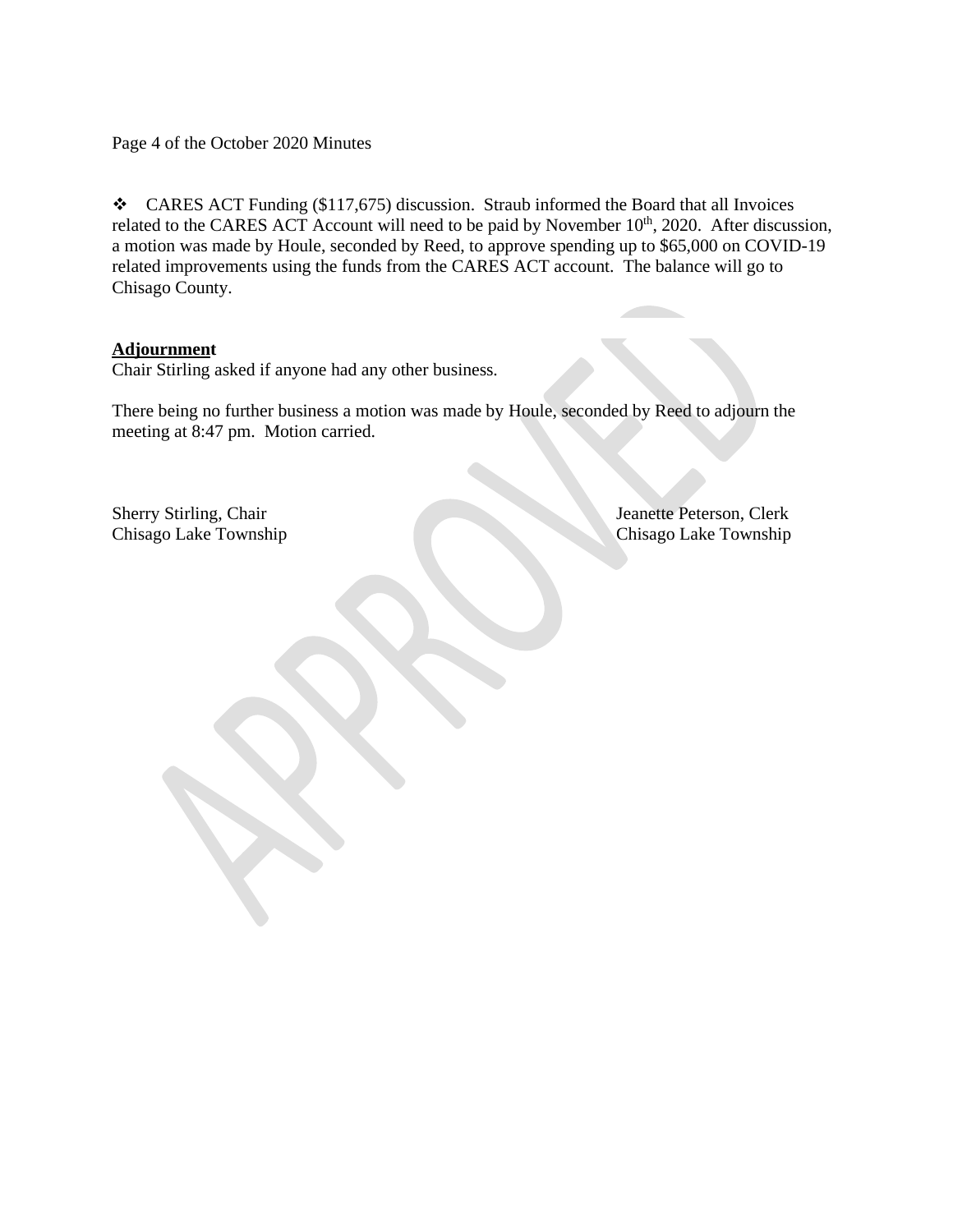- CARES ACT Funding ($117,675) discussion. Straub informed the Board that all Invoices related to the CARES ACT Account will need to be paid by November 10th, 2020. After discussion, a motion was made by Houle, seconded by Reed, to approve spending up to $65,000 on COVID-19 related improvements using the funds from the CARES ACT account. The balance will go to Chisago County.

**Adjournment**

Chair Stirling asked if anyone had any other business.

There being no further business a motion was made by Houle, seconded by Reed to adjourn the meeting at 8:47 pm. Motion carried.

Sherry Stirling, Chair
Chisago Lake Township

Jeanette Peterson, Clerk
Chisago Lake Township